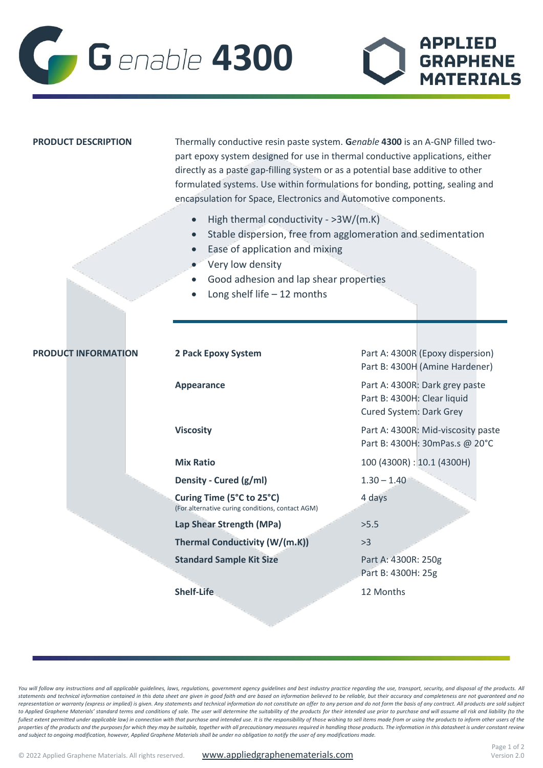# G*enable* **4300**

**APPLIED GRAPHENE MATERIALS**

## PRODUCT DESCRIPTION

Thermally conductive resin paste system. **G***enable* **4300** is an A-GNP filled two-part epoxy system designed for use in thermal conductive applications, either directly as a paste gap-filling system or as a potential base additive to other formulated systems. Use within formulations for bonding, potting, sealing and encapsulation for Space, Electronics and Automotive components.

- High thermal conductivity - >3W/(m.K)
- Stable dispersion, free from agglomeration and sedimentation
- Ease of application and mixing
- Very low density
- Good adhesion and lap shear properties
- Long shelf life – 12 months

## PRODUCT INFORMATION

| Property | Value |
| --- | --- |
| **2 Pack Epoxy System** | Part A: 4300R (Epoxy dispersion)<br>Part B: 4300H (Amine Hardener) |
| **Appearance** | Part A: 4300R: Dark grey paste<br>Part B: 4300H: Clear liquid<br>Cured System: Dark Grey |
| **Viscosity** | Part A: 4300R: Mid-viscosity paste<br>Part B: 4300H: 30mPas.s @ 20°C |
| **Mix Ratio** | 100 (4300R) : 10.1 (4300H) |
| **Density - Cured (g/ml)** | 1.30 – 1.40 |
| **Curing Time (5°C to 25°C)**<br>(For alternative curing conditions, contact AGM) | 4 days |
| **Lap Shear Strength (MPa)** | >5.5 |
| **Thermal Conductivity (W/(m.K))** | >3 |
| **Standard Sample Kit Size** | Part A: 4300R: 250g<br>Part B: 4300H: 25g |
| **Shelf-Life** | 12 Months |

*You will follow any instructions and all applicable guidelines, laws, regulations, government agency guidelines and best industry practice regarding the use, transport, security, and disposal of the products. All statements and technical information contained in this data sheet are given in good faith and are based on information believed to be reliable, but their accuracy and completeness are not guaranteed and no representation or warranty (express or implied) is given. Any statements and technical information do not constitute an offer to any person and do not form the basis of any contract. All products are sold subject to Applied Graphene Materials' standard terms and conditions of sale. The user will determine the suitability of the products for their intended use prior to purchase and will assume all risk and liability (to the fullest extent permitted under applicable law) in connection with that purchase and intended use. It is the responsibility of those wishing to sell items made from or using the products to inform other users of the properties of the products and the purposes for which they may be suitable, together with all precautionary measures required in handling those products. The information in this datasheet is under constant review and subject to ongoing modification, however, Applied Graphene Materials shall be under no obligation to notify the user of any modifications made.*

© 2022 Applied Graphene Materials. All rights reserved. www.appliedgraphenematerials.com

Version 2.0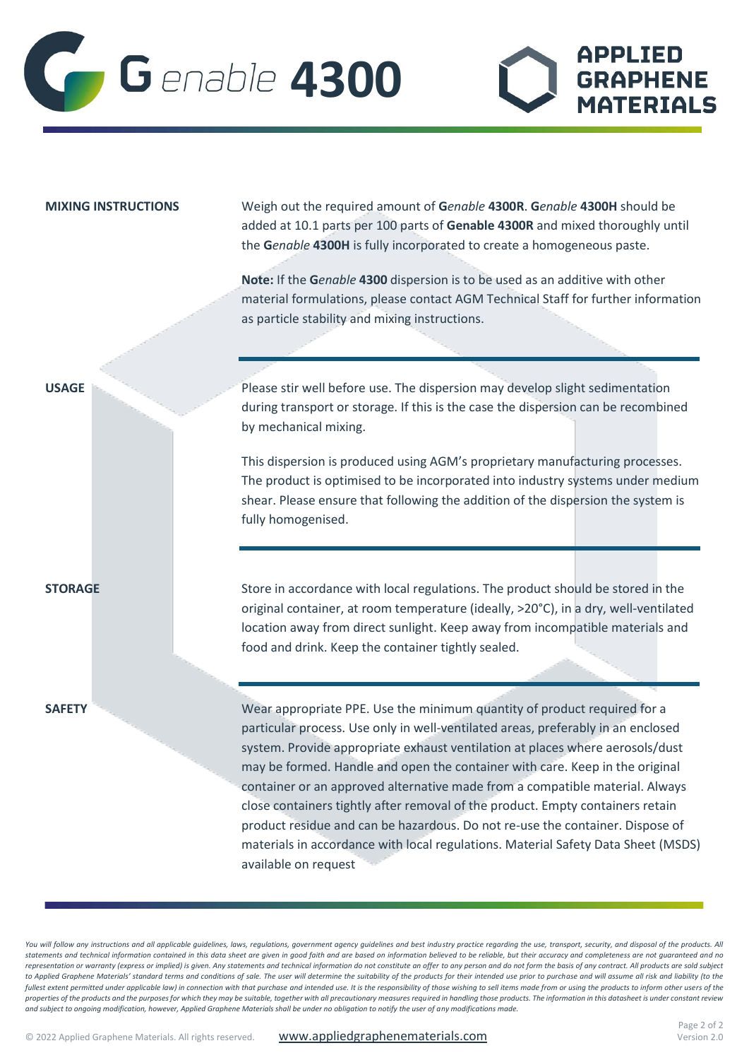## MIXING INSTRUCTIONS

Weigh out the required amount of **G***enable* **4300R**. **G***enable* **4300H** should be added at 10.1 parts per 100 parts of **Genable 4300R** and mixed thoroughly until the **G***enable* **4300H** is fully incorporated to create a homogeneous paste.

**Note:** If the **G***enable* **4300** dispersion is to be used as an additive with other material formulations, please contact AGM Technical Staff for further information as particle stability and mixing instructions.

## USAGE

Please stir well before use. The dispersion may develop slight sedimentation during transport or storage. If this is the case the dispersion can be recombined by mechanical mixing.

This dispersion is produced using AGM's proprietary manufacturing processes. The product is optimised to be incorporated into industry systems under medium shear. Please ensure that following the addition of the dispersion the system is fully homogenised.

## STORAGE

Store in accordance with local regulations. The product should be stored in the original container, at room temperature (ideally, >20°C), in a dry, well-ventilated location away from direct sunlight. Keep away from incompatible materials and food and drink. Keep the container tightly sealed.

## SAFETY

Wear appropriate PPE. Use the minimum quantity of product required for a particular process. Use only in well-ventilated areas, preferably in an enclosed system. Provide appropriate exhaust ventilation at places where aerosols/dust may be formed. Handle and open the container with care. Keep in the original container or an approved alternative made from a compatible material. Always close containers tightly after removal of the product. Empty containers retain product residue and can be hazardous. Do not re-use the container. Dispose of materials in accordance with local regulations. Material Safety Data Sheet (MSDS) available on request

*You will follow any instructions and all applicable guidelines, laws, regulations, government agency guidelines and best industry practice regarding the use, transport, security, and disposal of the products. All statements and technical information contained in this data sheet are given in good faith and are based on information believed to be reliable, but their accuracy and completeness are not guaranteed and no representation or warranty (express or implied) is given. Any statements and technical information do not constitute an offer to any person and do not form the basis of any contract. All products are sold subject to Applied Graphene Materials' standard terms and conditions of sale. The user will determine the suitability of the products for their intended use prior to purchase and will assume all risk and liability (to the fullest extent permitted under applicable law) in connection with that purchase and intended use. It is the responsibility of those wishing to sell items made from or using the products to inform other users of the properties of the products and the purposes for which they may be suitable, together with all precautionary measures required in handling those products. The information in this datasheet is under constant review and subject to ongoing modification, however, Applied Graphene Materials shall be under no obligation to notify the user of any modifications made.*

© 2022 Applied Graphene Materials. All rights reserved. www.appliedgraphenematerials.com Version 2.0